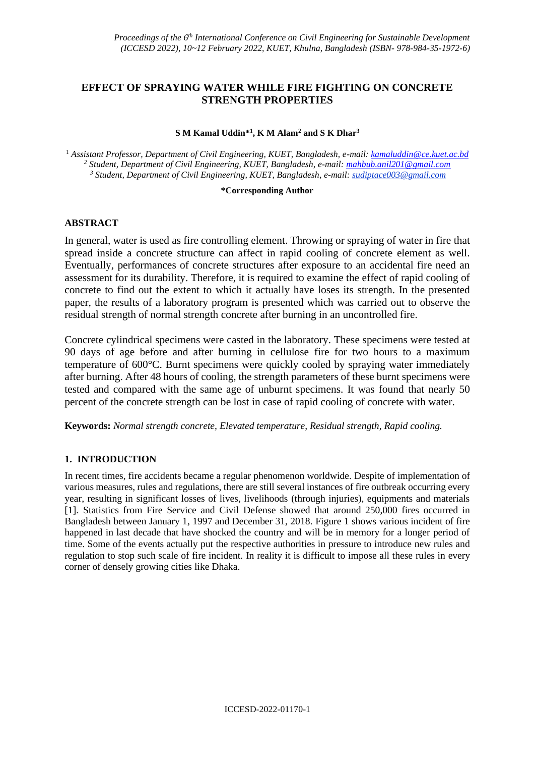# EFFECT OF SPRAYING WATER WHILE FIRE FIGHTING ON CONCRETE STRENGTH PROPERTIES

**S M Kamal Uddin*[1], K M Alam[2] and S K Dhar[3]**

[1] *Assistant Professor, Department of Civil Engineering, KUET, Bangladesh, e-mail: kamaluddin@ce.kuet.ac.bd*
[2] *Student, Department of Civil Engineering, KUET, Bangladesh, e-mail: mahbub.anil201@gmail.com*
[3] *Student, Department of Civil Engineering, KUET, Bangladesh, e-mail: sudiptace003@gmail.com*

**\*Corresponding Author**

## ABSTRACT

In general, water is used as fire controlling element. Throwing or spraying of water in fire that spread inside a concrete structure can affect in rapid cooling of concrete element as well. Eventually, performances of concrete structures after exposure to an accidental fire need an assessment for its durability. Therefore, it is required to examine the effect of rapid cooling of concrete to find out the extent to which it actually have loses its strength. In the presented paper, the results of a laboratory program is presented which was carried out to observe the residual strength of normal strength concrete after burning in an uncontrolled fire.

Concrete cylindrical specimens were casted in the laboratory. These specimens were tested at 90 days of age before and after burning in cellulose fire for two hours to a maximum temperature of 600°C. Burnt specimens were quickly cooled by spraying water immediately after burning. After 48 hours of cooling, the strength parameters of these burnt specimens were tested and compared with the same age of unburnt specimens. It was found that nearly 50 percent of the concrete strength can be lost in case of rapid cooling of concrete with water.

**Keywords:** *Normal strength concrete, Elevated temperature, Residual strength, Rapid cooling.*

## 1. INTRODUCTION

In recent times, fire accidents became a regular phenomenon worldwide. Despite of implementation of various measures, rules and regulations, there are still several instances of fire outbreak occurring every year, resulting in significant losses of lives, livelihoods (through injuries), equipments and materials [1]. Statistics from Fire Service and Civil Defense showed that around 250,000 fires occurred in Bangladesh between January 1, 1997 and December 31, 2018. Figure 1 shows various incident of fire happened in last decade that have shocked the country and will be in memory for a longer period of time. Some of the events actually put the respective authorities in pressure to introduce new rules and regulation to stop such scale of fire incident. In reality it is difficult to impose all these rules in every corner of densely growing cities like Dhaka.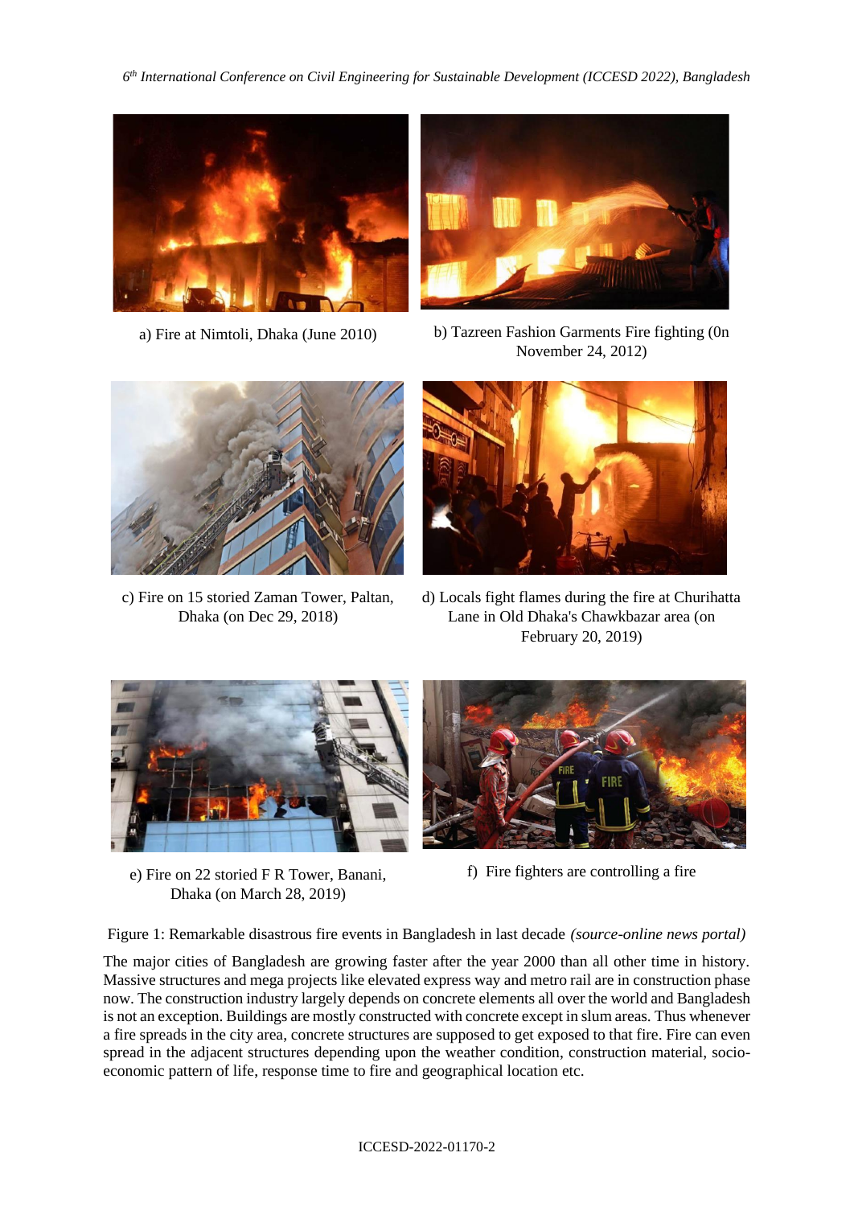a) Fire at Nimtoli, Dhaka (June 2010)

b) Tazreen Fashion Garments Fire fighting (0n November 24, 2012)

c) Fire on 15 storied Zaman Tower, Paltan, Dhaka (on Dec 29, 2018)

d) Locals fight flames during the fire at Churihatta Lane in Old Dhaka's Chawkbazar area (on February 20, 2019)

e) Fire on 22 storied F R Tower, Banani, Dhaka (on March 28, 2019)

f) Fire fighters are controlling a fire

Figure 1: Remarkable disastrous fire events in Bangladesh in last decade *(source-online news portal)*

The major cities of Bangladesh are growing faster after the year 2000 than all other time in history. Massive structures and mega projects like elevated express way and metro rail are in construction phase now. The construction industry largely depends on concrete elements all over the world and Bangladesh is not an exception. Buildings are mostly constructed with concrete except in slum areas. Thus whenever a fire spreads in the city area, concrete structures are supposed to get exposed to that fire. Fire can even spread in the adjacent structures depending upon the weather condition, construction material, socio-economic pattern of life, response time to fire and geographical location etc.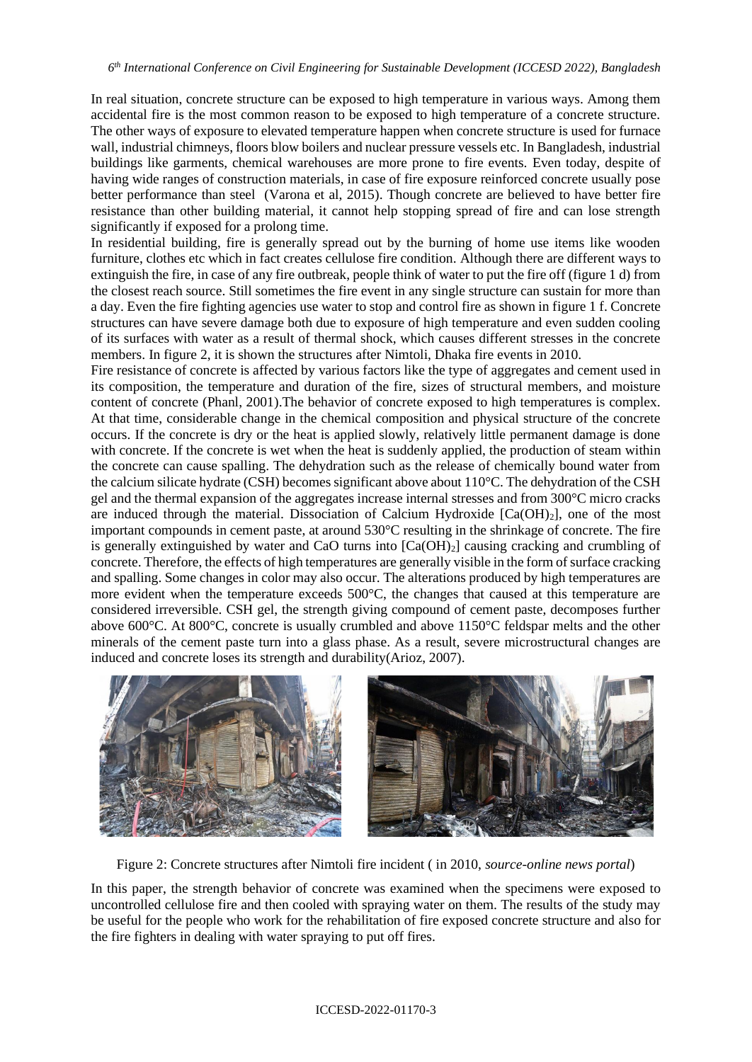In real situation, concrete structure can be exposed to high temperature in various ways. Among them accidental fire is the most common reason to be exposed to high temperature of a concrete structure. The other ways of exposure to elevated temperature happen when concrete structure is used for furnace wall, industrial chimneys, floors blow boilers and nuclear pressure vessels etc. In Bangladesh, industrial buildings like garments, chemical warehouses are more prone to fire events. Even today, despite of having wide ranges of construction materials, in case of fire exposure reinforced concrete usually pose better performance than steel (Varona et al, 2015). Though concrete are believed to have better fire resistance than other building material, it cannot help stopping spread of fire and can lose strength significantly if exposed for a prolong time.

In residential building, fire is generally spread out by the burning of home use items like wooden furniture, clothes etc which in fact creates cellulose fire condition. Although there are different ways to extinguish the fire, in case of any fire outbreak, people think of water to put the fire off (figure 1 d) from the closest reach source. Still sometimes the fire event in any single structure can sustain for more than a day. Even the fire fighting agencies use water to stop and control fire as shown in figure 1 f. Concrete structures can have severe damage both due to exposure of high temperature and even sudden cooling of its surfaces with water as a result of thermal shock, which causes different stresses in the concrete members. In figure 2, it is shown the structures after Nimtoli, Dhaka fire events in 2010.

Fire resistance of concrete is affected by various factors like the type of aggregates and cement used in its composition, the temperature and duration of the fire, sizes of structural members, and moisture content of concrete (Phanl, 2001).The behavior of concrete exposed to high temperatures is complex. At that time, considerable change in the chemical composition and physical structure of the concrete occurs. If the concrete is dry or the heat is applied slowly, relatively little permanent damage is done with concrete. If the concrete is wet when the heat is suddenly applied, the production of steam within the concrete can cause spalling. The dehydration such as the release of chemically bound water from the calcium silicate hydrate (CSH) becomes significant above about 110°C. The dehydration of the CSH gel and the thermal expansion of the aggregates increase internal stresses and from 300°C micro cracks are induced through the material. Dissociation of Calcium Hydroxide [$Ca(OH)_2$], one of the most important compounds in cement paste, at around 530°C resulting in the shrinkage of concrete. The fire is generally extinguished by water and CaO turns into [$Ca(OH)_2$] causing cracking and crumbling of concrete. Therefore, the effects of high temperatures are generally visible in the form of surface cracking and spalling. Some changes in color may also occur. The alterations produced by high temperatures are more evident when the temperature exceeds 500°C, the changes that caused at this temperature are considered irreversible. CSH gel, the strength giving compound of cement paste, decomposes further above 600°C. At 800°C, concrete is usually crumbled and above 1150°C feldspar melts and the other minerals of the cement paste turn into a glass phase. As a result, severe microstructural changes are induced and concrete loses its strength and durability(Arioz, 2007).

Figure 2: Concrete structures after Nimtoli fire incident ( in 2010, *source-online news portal*)

In this paper, the strength behavior of concrete was examined when the specimens were exposed to uncontrolled cellulose fire and then cooled with spraying water on them. The results of the study may be useful for the people who work for the rehabilitation of fire exposed concrete structure and also for the fire fighters in dealing with water spraying to put off fires.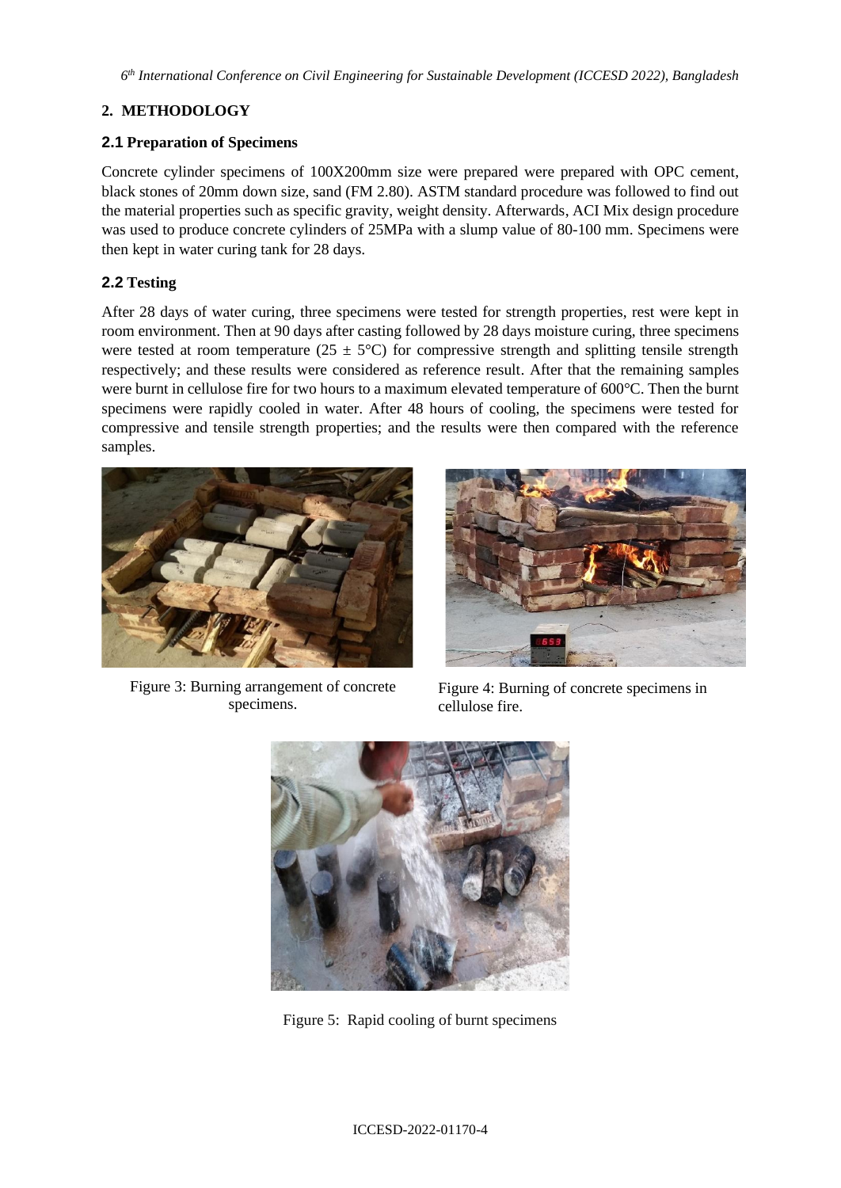## 2. METHODOLOGY

### 2.1 Preparation of Specimens

Concrete cylinder specimens of 100X200mm size were prepared were prepared with OPC cement, black stones of 20mm down size, sand (FM 2.80). ASTM standard procedure was followed to find out the material properties such as specific gravity, weight density. Afterwards, ACI Mix design procedure was used to produce concrete cylinders of 25MPa with a slump value of 80-100 mm. Specimens were then kept in water curing tank for 28 days.

### 2.2 Testing

After 28 days of water curing, three specimens were tested for strength properties, rest were kept in room environment. Then at 90 days after casting followed by 28 days moisture curing, three specimens were tested at room temperature (25 ± 5°C) for compressive strength and splitting tensile strength respectively; and these results were considered as reference result. After that the remaining samples were burnt in cellulose fire for two hours to a maximum elevated temperature of 600°C. Then the burnt specimens were rapidly cooled in water. After 48 hours of cooling, the specimens were tested for compressive and tensile strength properties; and the results were then compared with the reference samples.

Figure 3: Burning arrangement of concrete specimens.

Figure 4: Burning of concrete specimens in cellulose fire.

Figure 5: Rapid cooling of burnt specimens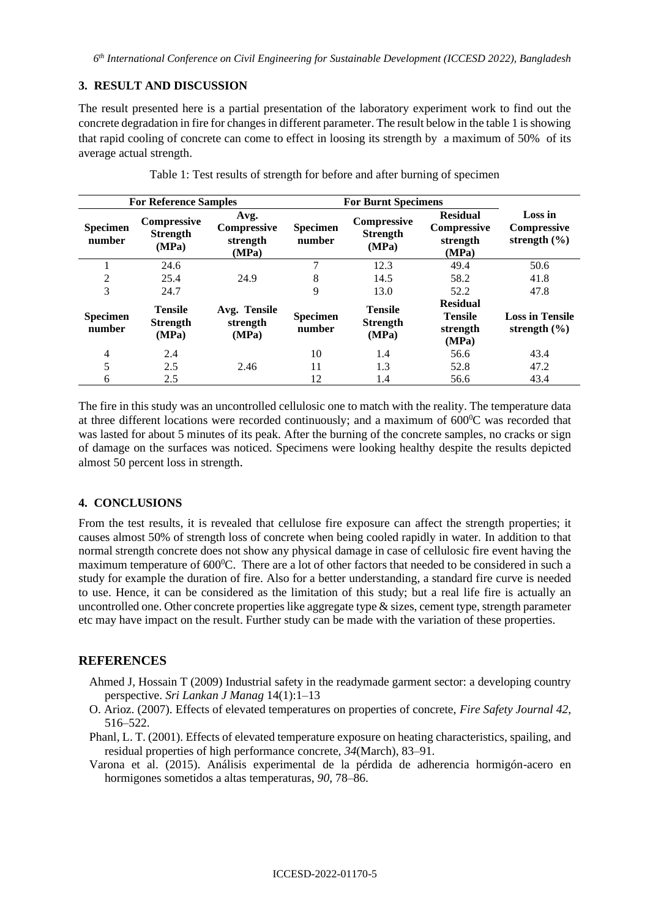## 3. RESULT AND DISCUSSION

The result presented here is a partial presentation of the laboratory experiment work to find out the concrete degradation in fire for changes in different parameter. The result below in the table 1 is showing that rapid cooling of concrete can come to effect in loosing its strength by a maximum of 50% of its average actual strength.

Table 1: Test results of strength for before and after burning of specimen

| For Reference Samples | | | For Burnt Specimens | | | |
|---|---|---|---|---|---|---|
| **Specimen number** | **Compressive Strength (MPa)** | **Avg. Compressive strength (MPa)** | **Specimen number** | **Compressive Strength (MPa)** | **Residual Compressive strength (MPa)** | **Loss in Compressive strength (%)** |
| 1 | 24.6 | | 7 | 12.3 | 49.4 | 50.6 |
| 2 | 25.4 | 24.9 | 8 | 14.5 | 58.2 | 41.8 |
| 3 | 24.7 | | 9 | 13.0 | 52.2 | 47.8 |
| **Specimen number** | **Tensile Strength (MPa)** | **Avg. Tensile strength (MPa)** | **Specimen number** | **Tensile Strength (MPa)** | **Residual Tensile strength (MPa)** | **Loss in Tensile strength (%)** |
| 4 | 2.4 | | 10 | 1.4 | 56.6 | 43.4 |
| 5 | 2.5 | 2.46 | 11 | 1.3 | 52.8 | 47.2 |
| 6 | 2.5 | | 12 | 1.4 | 56.6 | 43.4 |

The fire in this study was an uncontrolled cellulosic one to match with the reality. The temperature data at three different locations were recorded continuously; and a maximum of $600^0$C was recorded that was lasted for about 5 minutes of its peak. After the burning of the concrete samples, no cracks or sign of damage on the surfaces was noticed. Specimens were looking healthy despite the results depicted almost 50 percent loss in strength.

## 4. CONCLUSIONS

From the test results, it is revealed that cellulose fire exposure can affect the strength properties; it causes almost 50% of strength loss of concrete when being cooled rapidly in water. In addition to that normal strength concrete does not show any physical damage in case of cellulosic fire event having the maximum temperature of $600^0$C. There are a lot of other factors that needed to be considered in such a study for example the duration of fire. Also for a better understanding, a standard fire curve is needed to use. Hence, it can be considered as the limitation of this study; but a real life fire is actually an uncontrolled one. Other concrete properties like aggregate type & sizes, cement type, strength parameter etc may have impact on the result. Further study can be made with the variation of these properties.

## REFERENCES

Ahmed J, Hossain T (2009) Industrial safety in the readymade garment sector: a developing country perspective. *Sri Lankan J Manag* 14(1):1–13

O. Arioz. (2007). Effects of elevated temperatures on properties of concrete, *Fire Safety Journal 42*, 516–522.

Phanl, L. T. (2001). Effects of elevated temperature exposure on heating characteristics, spailing, and residual properties of high performance concrete, *34*(March), 83–91.

Varona et al. (2015). Análisis experimental de la pérdida de adherencia hormigón-acero en hormigones sometidos a altas temperaturas, *90*, 78–86.